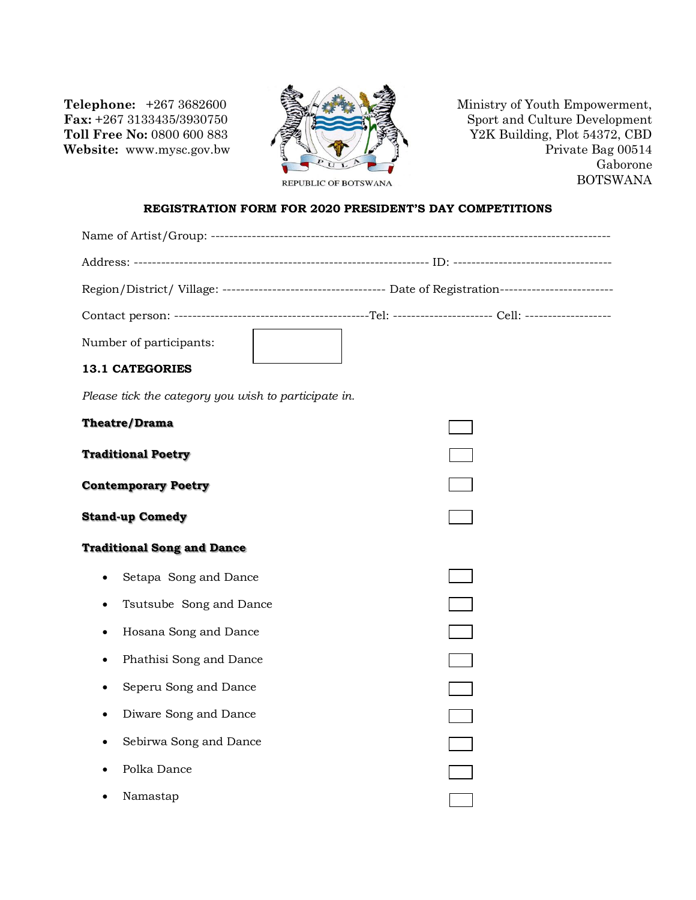**Telephone:** +267 3682600
**Fax:** +267 3133435/3930750
**Toll Free No:** 0800 600 883
**Website:** www.mysc.gov.bw

REPUBLIC OF BOTSWANA

Ministry of Youth Empowerment,
Sport and Culture Development
Y2K Building, Plot 54372, CBD
Private Bag 00514
Gaborone
BOTSWANA

## REGISTRATION FORM FOR 2020 PRESIDENT'S DAY COMPETITIONS

Name of Artist/Group: ------------------------------------------------------------------------------------

Address: ----------------------------------------------------------------- ID: ----------------------------------

Region/District/ Village: ------------------------------------ Date of Registration-------------------------

Contact person: -------------------------------------------Tel: --------------------- Cell: -------------------

Number of participants: ☐

### 13.1 CATEGORIES

*Please tick the category you wish to participate in.*

**Theatre/Drama** ☐

**Traditional Poetry** ☐

**Contemporary Poetry** ☐

**Stand-up Comedy** ☐

**Traditional Song and Dance**

- Setapa Song and Dance ☐
- Tsutsube Song and Dance ☐
- Hosana Song and Dance ☐
- Phathisi Song and Dance ☐
- Seperu Song and Dance ☐
- Diware Song and Dance ☐
- Sebirwa Song and Dance ☐
- Polka Dance ☐
- Namastap ☐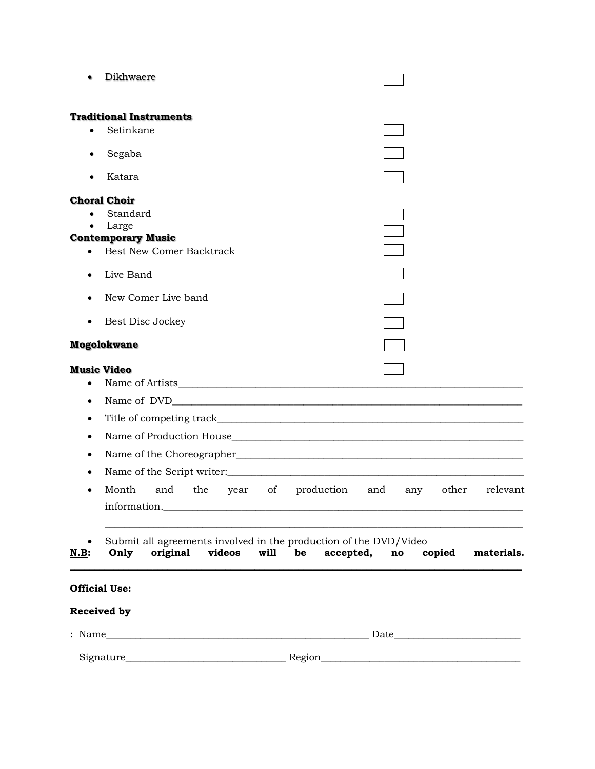- Dikhwaere ☐

**Traditional Instruments**

- Setinkane ☐
- Segaba ☐
- Katara ☐

**Choral Choir**

- Standard ☐
- Large ☐

**Contemporary Music**

- Best New Comer Backtrack ☐
- Live Band ☐
- New Comer Live band ☐
- Best Disc Jockey ☐

**Mogolokwane** ☐

**Music Video** ☐

- Name of Artists\_\_\_\_\_\_\_\_\_\_\_\_\_\_\_\_\_\_\_\_\_\_\_\_\_\_\_\_\_\_\_\_\_\_\_\_\_\_\_\_
- Name of DVD\_\_\_\_\_\_\_\_\_\_\_\_\_\_\_\_\_\_\_\_\_\_\_\_\_\_\_\_\_\_\_\_\_\_\_\_\_\_\_\_
- Title of competing track\_\_\_\_\_\_\_\_\_\_\_\_\_\_\_\_\_\_\_\_\_\_\_\_\_\_\_\_\_\_\_\_\_\_
- Name of Production House\_\_\_\_\_\_\_\_\_\_\_\_\_\_\_\_\_\_\_\_\_\_\_\_\_\_\_\_\_\_\_\_
- Name of the Choreographer\_\_\_\_\_\_\_\_\_\_\_\_\_\_\_\_\_\_\_\_\_\_\_\_\_\_\_\_\_\_\_
- Name of the Script writer:\_\_\_\_\_\_\_\_\_\_\_\_\_\_\_\_\_\_\_\_\_\_\_\_\_\_\_\_\_\_\_\_
- Month and the year of production and any other relevant information.\_\_\_\_\_\_\_\_\_\_\_\_\_\_\_\_\_\_\_\_\_\_\_\_\_\_\_\_\_\_\_\_\_\_\_\_\_\_\_\_

  \_\_\_\_\_\_\_\_\_\_\_\_\_\_\_\_\_\_\_\_\_\_\_\_\_\_\_\_\_\_\_\_\_\_\_\_\_\_\_\_\_\_\_\_\_\_\_\_\_\_\_\_
- Submit all agreements involved in the production of the DVD/Video

**<u>N.B</u>: Only original videos will be accepted, no copied materials.**

---

**Official Use:**

**Received by**

: Name\_\_\_\_\_\_\_\_\_\_\_\_\_\_\_\_\_\_\_\_\_\_\_\_\_\_\_\_\_\_\_\_\_\_\_\_ Date\_\_\_\_\_\_\_\_\_\_\_\_\_\_\_\_\_\_\_\_

Signature\_\_\_\_\_\_\_\_\_\_\_\_\_\_\_\_\_\_\_\_\_\_\_\_\_\_ Region\_\_\_\_\_\_\_\_\_\_\_\_\_\_\_\_\_\_\_\_\_\_\_\_\_\_\_\_\_\_